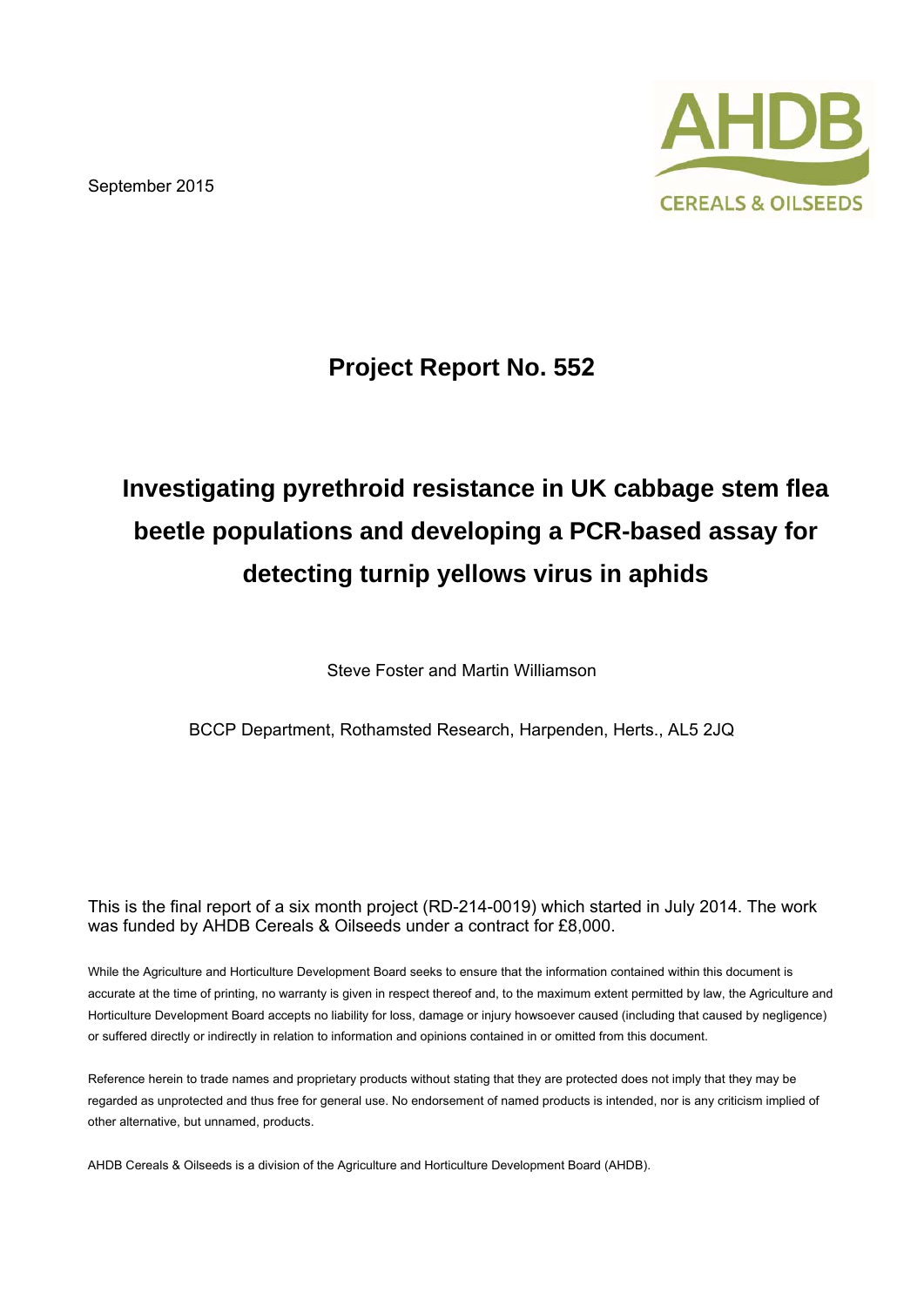September 2015

AHDB CEREALS & OILSEEDS

# Project Report No. 552

# Investigating pyrethroid resistance in UK cabbage stem flea beetle populations and developing a PCR-based assay for detecting turnip yellows virus in aphids

Steve Foster and Martin Williamson

BCCP Department, Rothamsted Research, Harpenden, Herts., AL5 2JQ

This is the final report of a six month project (RD-214-0019) which started in July 2014. The work was funded by AHDB Cereals & Oilseeds under a contract for £8,000.

While the Agriculture and Horticulture Development Board seeks to ensure that the information contained within this document is accurate at the time of printing, no warranty is given in respect thereof and, to the maximum extent permitted by law, the Agriculture and Horticulture Development Board accepts no liability for loss, damage or injury howsoever caused (including that caused by negligence) or suffered directly or indirectly in relation to information and opinions contained in or omitted from this document.

Reference herein to trade names and proprietary products without stating that they are protected does not imply that they may be regarded as unprotected and thus free for general use. No endorsement of named products is intended, nor is any criticism implied of other alternative, but unnamed, products.

AHDB Cereals & Oilseeds is a division of the Agriculture and Horticulture Development Board (AHDB).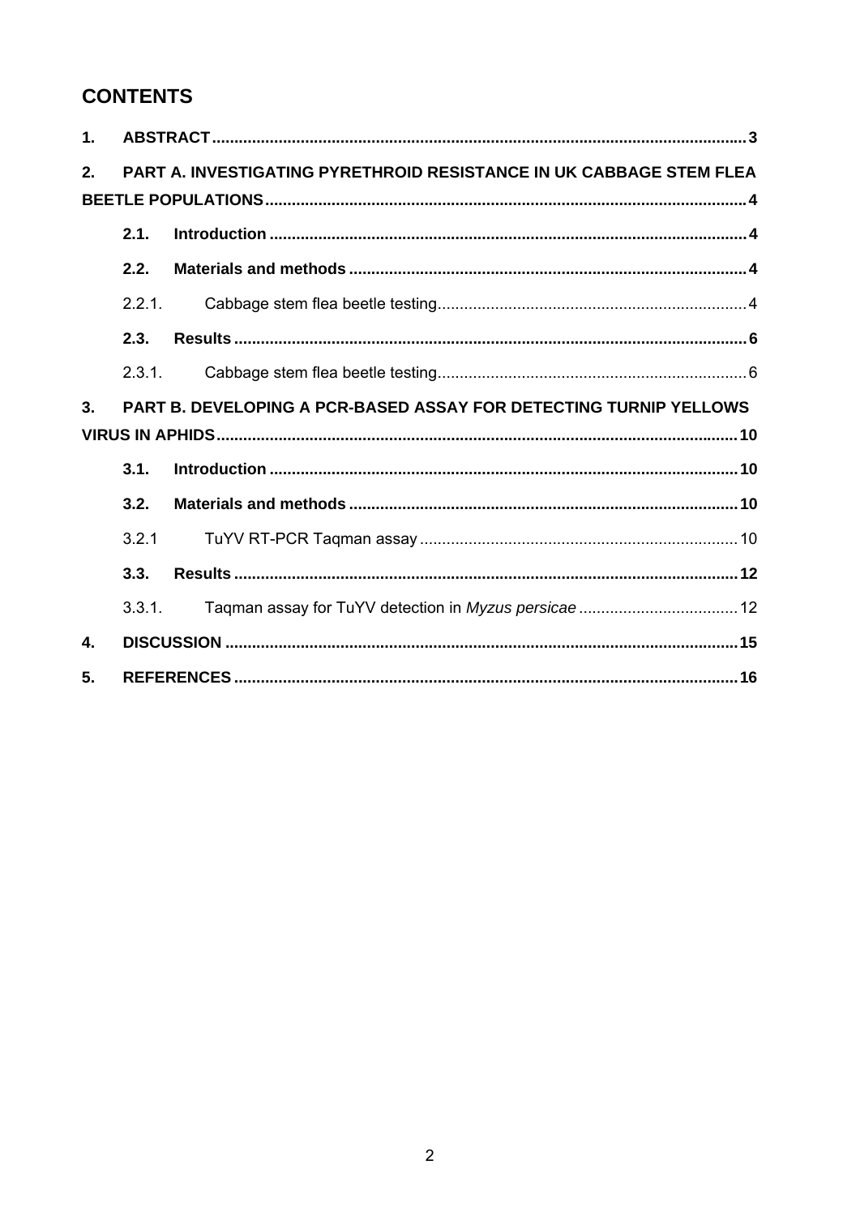# CONTENTS

1. **ABSTRACT** ..... 3

2. **PART A. INVESTIGATING PYRETHROID RESISTANCE IN UK CABBAGE STEM FLEA BEETLE POPULATIONS** ..... 4

   **2.1. Introduction** ..... 4

   **2.2. Materials and methods** ..... 4

   2.2.1. Cabbage stem flea beetle testing ..... 4

   **2.3. Results** ..... 6

   2.3.1. Cabbage stem flea beetle testing ..... 6

3. **PART B. DEVELOPING A PCR-BASED ASSAY FOR DETECTING TURNIP YELLOWS VIRUS IN APHIDS** ..... 10

   **3.1. Introduction** ..... 10

   **3.2. Materials and methods** ..... 10

   3.2.1 TuYV RT-PCR Taqman assay ..... 10

   **3.3. Results** ..... 12

   3.3.1. Taqman assay for TuYV detection in *Myzus persicae* ..... 12

4. **DISCUSSION** ..... 15

5. **REFERENCES** ..... 16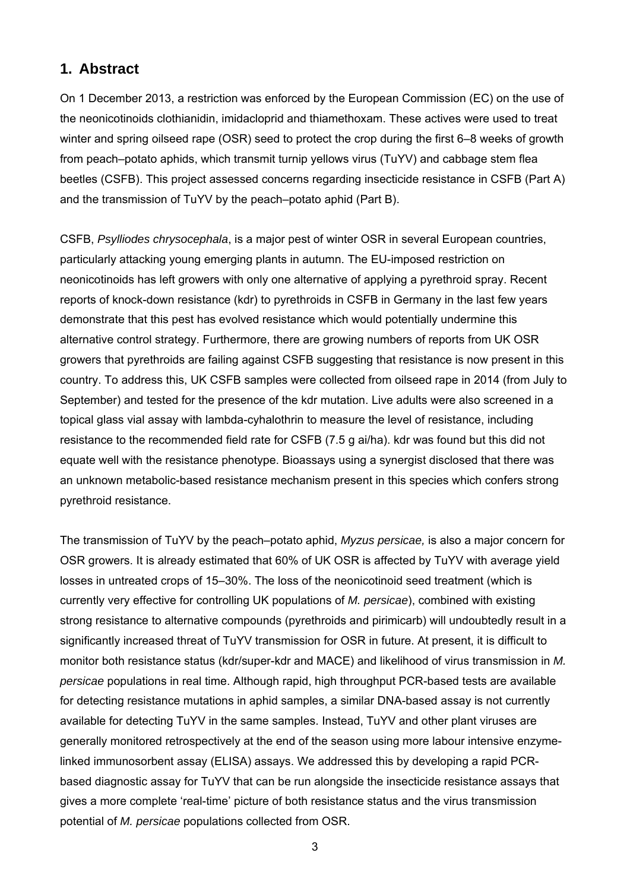## 1. Abstract

On 1 December 2013, a restriction was enforced by the European Commission (EC) on the use of the neonicotinoids clothianidin, imidacloprid and thiamethoxam. These actives were used to treat winter and spring oilseed rape (OSR) seed to protect the crop during the first 6–8 weeks of growth from peach–potato aphids, which transmit turnip yellows virus (TuYV) and cabbage stem flea beetles (CSFB). This project assessed concerns regarding insecticide resistance in CSFB (Part A) and the transmission of TuYV by the peach–potato aphid (Part B).

CSFB, *Psylliodes chrysocephala*, is a major pest of winter OSR in several European countries, particularly attacking young emerging plants in autumn. The EU-imposed restriction on neonicotinoids has left growers with only one alternative of applying a pyrethroid spray. Recent reports of knock-down resistance (kdr) to pyrethroids in CSFB in Germany in the last few years demonstrate that this pest has evolved resistance which would potentially undermine this alternative control strategy. Furthermore, there are growing numbers of reports from UK OSR growers that pyrethroids are failing against CSFB suggesting that resistance is now present in this country. To address this, UK CSFB samples were collected from oilseed rape in 2014 (from July to September) and tested for the presence of the kdr mutation. Live adults were also screened in a topical glass vial assay with lambda-cyhalothrin to measure the level of resistance, including resistance to the recommended field rate for CSFB (7.5 g ai/ha). kdr was found but this did not equate well with the resistance phenotype. Bioassays using a synergist disclosed that there was an unknown metabolic-based resistance mechanism present in this species which confers strong pyrethroid resistance.

The transmission of TuYV by the peach–potato aphid, *Myzus persicae,* is also a major concern for OSR growers. It is already estimated that 60% of UK OSR is affected by TuYV with average yield losses in untreated crops of 15–30%. The loss of the neonicotinoid seed treatment (which is currently very effective for controlling UK populations of *M. persicae*), combined with existing strong resistance to alternative compounds (pyrethroids and pirimicarb) will undoubtedly result in a significantly increased threat of TuYV transmission for OSR in future. At present, it is difficult to monitor both resistance status (kdr/super-kdr and MACE) and likelihood of virus transmission in *M. persicae* populations in real time. Although rapid, high throughput PCR-based tests are available for detecting resistance mutations in aphid samples, a similar DNA-based assay is not currently available for detecting TuYV in the same samples. Instead, TuYV and other plant viruses are generally monitored retrospectively at the end of the season using more labour intensive enzyme-linked immunosorbent assay (ELISA) assays. We addressed this by developing a rapid PCR-based diagnostic assay for TuYV that can be run alongside the insecticide resistance assays that gives a more complete 'real-time' picture of both resistance status and the virus transmission potential of *M. persicae* populations collected from OSR.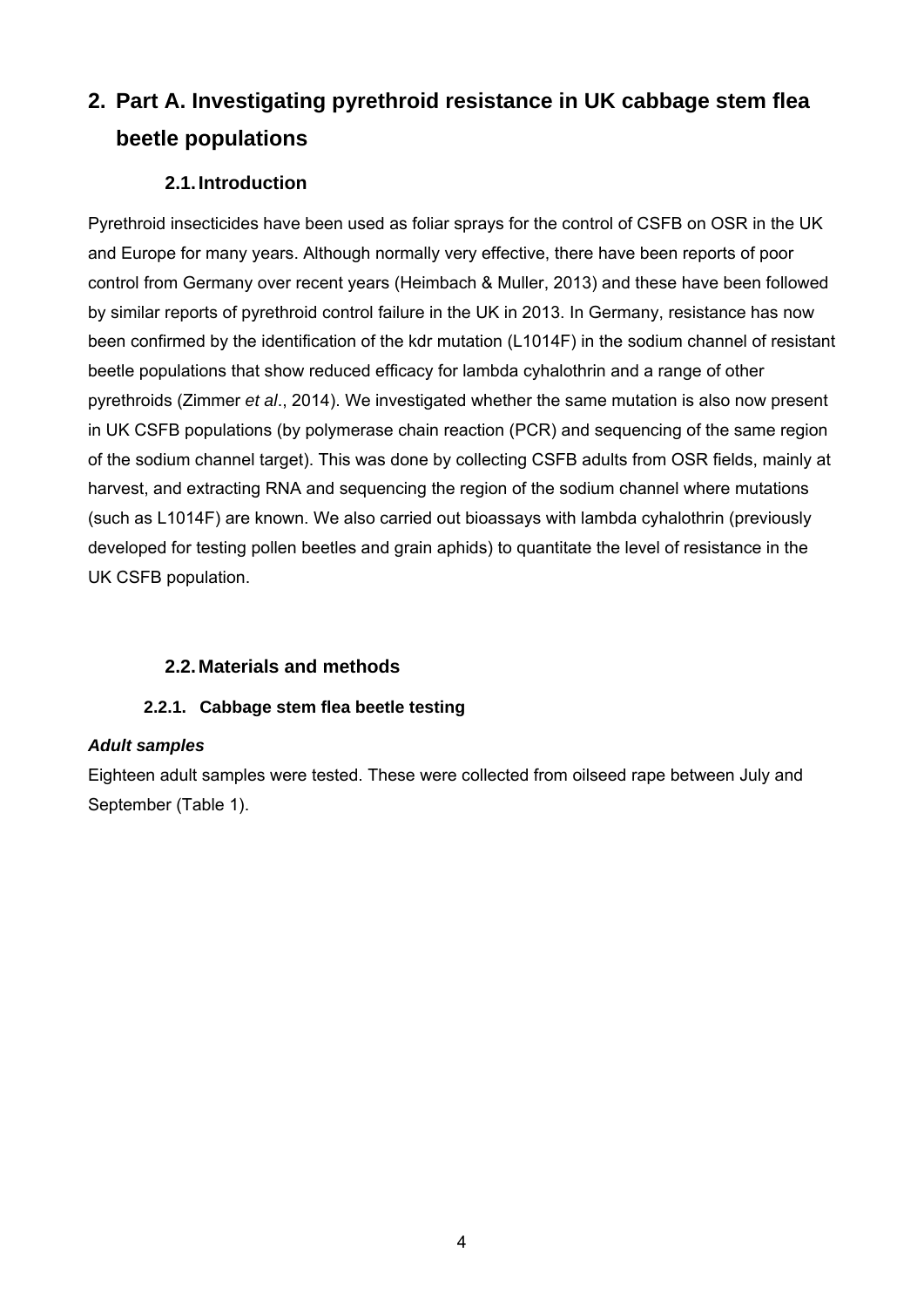# 2. Part A. Investigating pyrethroid resistance in UK cabbage stem flea beetle populations

## 2.1. Introduction

Pyrethroid insecticides have been used as foliar sprays for the control of CSFB on OSR in the UK and Europe for many years. Although normally very effective, there have been reports of poor control from Germany over recent years (Heimbach & Muller, 2013) and these have been followed by similar reports of pyrethroid control failure in the UK in 2013. In Germany, resistance has now been confirmed by the identification of the kdr mutation (L1014F) in the sodium channel of resistant beetle populations that show reduced efficacy for lambda cyhalothrin and a range of other pyrethroids (Zimmer *et al*., 2014). We investigated whether the same mutation is also now present in UK CSFB populations (by polymerase chain reaction (PCR) and sequencing of the same region of the sodium channel target). This was done by collecting CSFB adults from OSR fields, mainly at harvest, and extracting RNA and sequencing the region of the sodium channel where mutations (such as L1014F) are known. We also carried out bioassays with lambda cyhalothrin (previously developed for testing pollen beetles and grain aphids) to quantitate the level of resistance in the UK CSFB population.

## 2.2. Materials and methods

### 2.2.1. Cabbage stem flea beetle testing

***Adult samples***

Eighteen adult samples were tested. These were collected from oilseed rape between July and September (Table 1).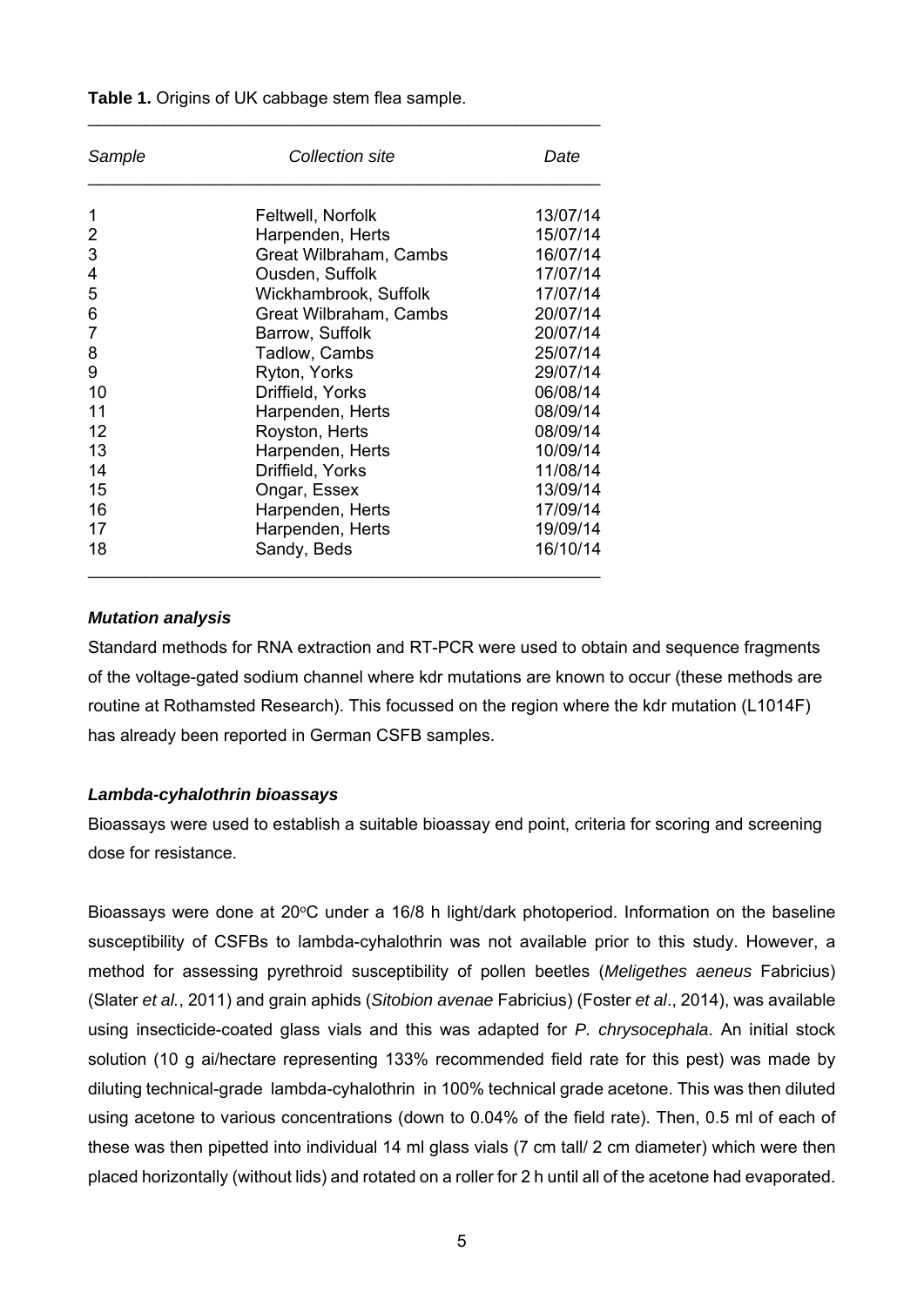**Table 1.** Origins of UK cabbage stem flea sample.

| *Sample* | *Collection site* | *Date* |
|---|---|---|
| 1 | Feltwell, Norfolk | 13/07/14 |
| 2 | Harpenden, Herts | 15/07/14 |
| 3 | Great Wilbraham, Cambs | 16/07/14 |
| 4 | Ousden, Suffolk | 17/07/14 |
| 5 | Wickhambrook, Suffolk | 17/07/14 |
| 6 | Great Wilbraham, Cambs | 20/07/14 |
| 7 | Barrow, Suffolk | 20/07/14 |
| 8 | Tadlow, Cambs | 25/07/14 |
| 9 | Ryton, Yorks | 29/07/14 |
| 10 | Driffield, Yorks | 06/08/14 |
| 11 | Harpenden, Herts | 08/09/14 |
| 12 | Royston, Herts | 08/09/14 |
| 13 | Harpenden, Herts | 10/09/14 |
| 14 | Driffield, Yorks | 11/08/14 |
| 15 | Ongar, Essex | 13/09/14 |
| 16 | Harpenden, Herts | 17/09/14 |
| 17 | Harpenden, Herts | 19/09/14 |
| 18 | Sandy, Beds | 16/10/14 |

### *Mutation analysis*

Standard methods for RNA extraction and RT-PCR were used to obtain and sequence fragments of the voltage-gated sodium channel where kdr mutations are known to occur (these methods are routine at Rothamsted Research). This focussed on the region where the kdr mutation (L1014F) has already been reported in German CSFB samples.

### *Lambda-cyhalothrin bioassays*

Bioassays were used to establish a suitable bioassay end point, criteria for scoring and screening dose for resistance.

Bioassays were done at 20°C under a 16/8 h light/dark photoperiod. Information on the baseline susceptibility of CSFBs to lambda-cyhalothrin was not available prior to this study. However, a method for assessing pyrethroid susceptibility of pollen beetles (*Meligethes aeneus* Fabricius) (Slater *et al.*, 2011) and grain aphids (*Sitobion avenae* Fabricius) (Foster *et al*., 2014), was available using insecticide-coated glass vials and this was adapted for *P. chrysocephala*. An initial stock solution (10 g ai/hectare representing 133% recommended field rate for this pest) was made by diluting technical-grade lambda-cyhalothrin in 100% technical grade acetone. This was then diluted using acetone to various concentrations (down to 0.04% of the field rate). Then, 0.5 ml of each of these was then pipetted into individual 14 ml glass vials (7 cm tall/ 2 cm diameter) which were then placed horizontally (without lids) and rotated on a roller for 2 h until all of the acetone had evaporated.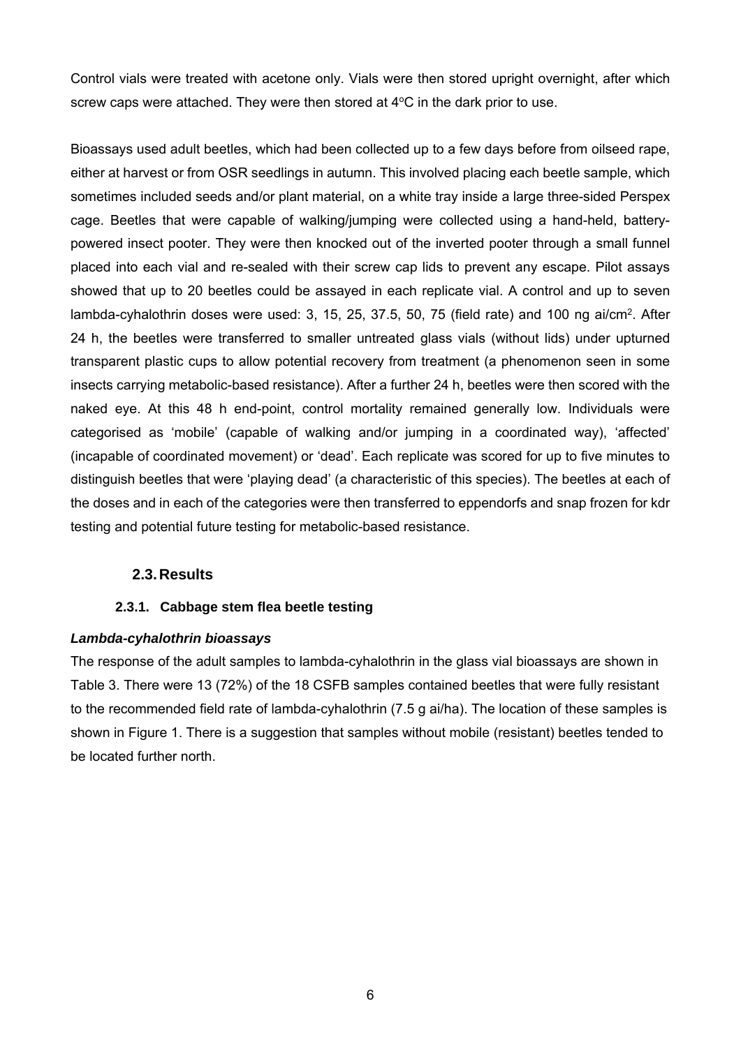Control vials were treated with acetone only. Vials were then stored upright overnight, after which screw caps were attached. They were then stored at 4°C in the dark prior to use.

Bioassays used adult beetles, which had been collected up to a few days before from oilseed rape, either at harvest or from OSR seedlings in autumn. This involved placing each beetle sample, which sometimes included seeds and/or plant material, on a white tray inside a large three-sided Perspex cage. Beetles that were capable of walking/jumping were collected using a hand-held, battery-powered insect pooter. They were then knocked out of the inverted pooter through a small funnel placed into each vial and re-sealed with their screw cap lids to prevent any escape. Pilot assays showed that up to 20 beetles could be assayed in each replicate vial. A control and up to seven lambda-cyhalothrin doses were used: 3, 15, 25, 37.5, 50, 75 (field rate) and 100 ng ai/cm$^2$. After 24 h, the beetles were transferred to smaller untreated glass vials (without lids) under upturned transparent plastic cups to allow potential recovery from treatment (a phenomenon seen in some insects carrying metabolic-based resistance). After a further 24 h, beetles were then scored with the naked eye. At this 48 h end-point, control mortality remained generally low. Individuals were categorised as 'mobile' (capable of walking and/or jumping in a coordinated way), 'affected' (incapable of coordinated movement) or 'dead'. Each replicate was scored for up to five minutes to distinguish beetles that were 'playing dead' (a characteristic of this species). The beetles at each of the doses and in each of the categories were then transferred to eppendorfs and snap frozen for kdr testing and potential future testing for metabolic-based resistance.

## 2.3. Results

### 2.3.1. Cabbage stem flea beetle testing

***Lambda-cyhalothrin bioassays***

The response of the adult samples to lambda-cyhalothrin in the glass vial bioassays are shown in Table 3. There were 13 (72%) of the 18 CSFB samples contained beetles that were fully resistant to the recommended field rate of lambda-cyhalothrin (7.5 g ai/ha). The location of these samples is shown in Figure 1. There is a suggestion that samples without mobile (resistant) beetles tended to be located further north.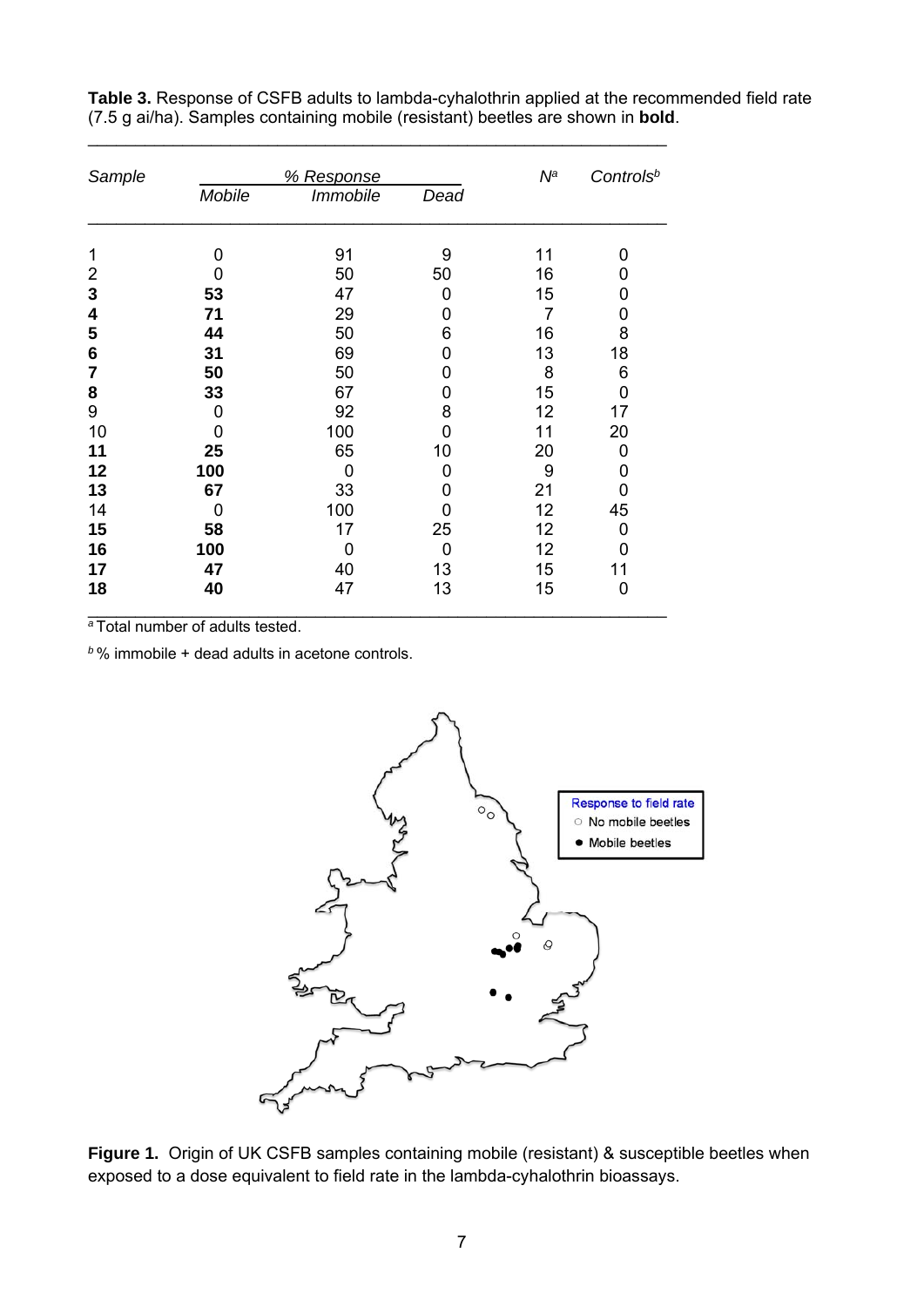**Table 3.** Response of CSFB adults to lambda-cyhalothrin applied at the recommended field rate (7.5 g ai/ha). Samples containing mobile (resistant) beetles are shown in **bold**.

| *Sample* | *% Response* | | | *N*[a] | *Controls*[b] |
|---|---|---|---|---|---|
| | *Mobile* | *Immobile* | *Dead* | | |
| 1 | 0 | 91 | 9 | 11 | 0 |
| 2 | 0 | 50 | 50 | 16 | 0 |
| **3** | **53** | 47 | 0 | 15 | 0 |
| **4** | **71** | 29 | 0 | 7 | 0 |
| **5** | **44** | 50 | 6 | 16 | 8 |
| **6** | **31** | 69 | 0 | 13 | 18 |
| **7** | **50** | 50 | 0 | 8 | 6 |
| **8** | **33** | 67 | 0 | 15 | 0 |
| 9 | 0 | 92 | 8 | 12 | 17 |
| 10 | 0 | 100 | 0 | 11 | 20 |
| **11** | **25** | 65 | 10 | 20 | 0 |
| **12** | **100** | 0 | 0 | 9 | 0 |
| **13** | **67** | 33 | 0 | 21 | 0 |
| 14 | 0 | 100 | 0 | 12 | 45 |
| **15** | **58** | 17 | 25 | 12 | 0 |
| **16** | **100** | 0 | 0 | 12 | 0 |
| **17** | **47** | 40 | 13 | 15 | 11 |
| **18** | **40** | 47 | 13 | 15 | 0 |

[a] Total number of adults tested.

[b] % immobile + dead adults in acetone controls.

**Figure 1.** Origin of UK CSFB samples containing mobile (resistant) & susceptible beetles when exposed to a dose equivalent to field rate in the lambda-cyhalothrin bioassays.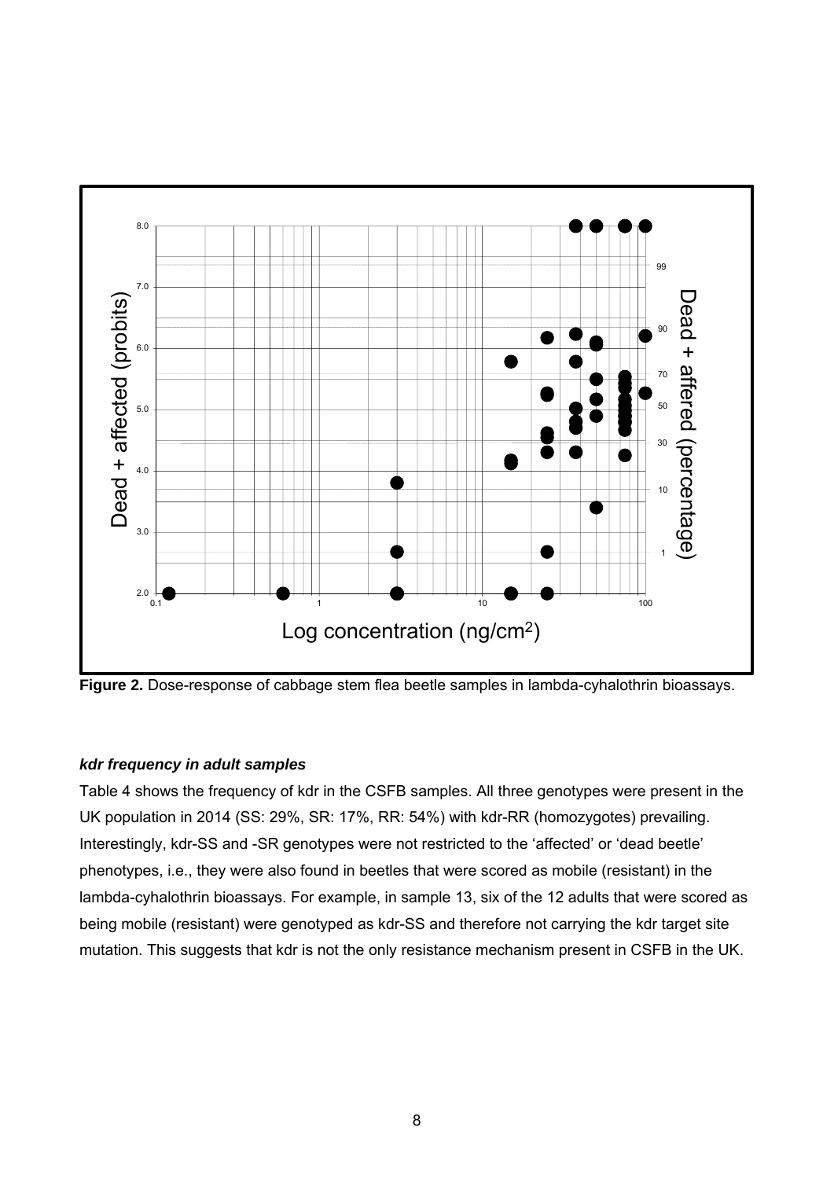**Figure 2.** Dose-response of cabbage stem flea beetle samples in lambda-cyhalothrin bioassays.

### *kdr frequency in adult samples*

Table 4 shows the frequency of kdr in the CSFB samples. All three genotypes were present in the UK population in 2014 (SS: 29%, SR: 17%, RR: 54%) with kdr-RR (homozygotes) prevailing. Interestingly, kdr-SS and -SR genotypes were not restricted to the 'affected' or 'dead beetle' phenotypes, i.e., they were also found in beetles that were scored as mobile (resistant) in the lambda-cyhalothrin bioassays. For example, in sample 13, six of the 12 adults that were scored as being mobile (resistant) were genotyped as kdr-SS and therefore not carrying the kdr target site mutation. This suggests that kdr is not the only resistance mechanism present in CSFB in the UK.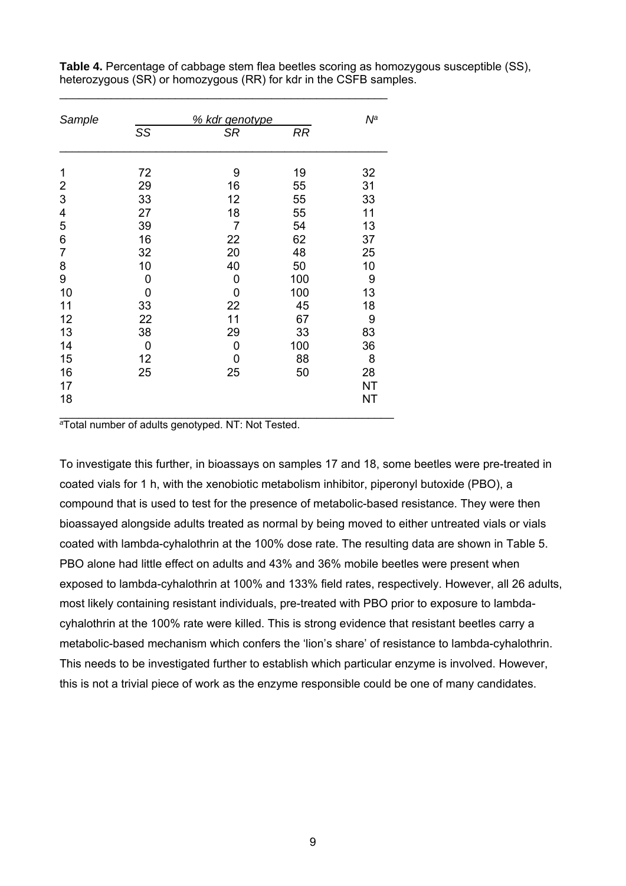**Table 4.** Percentage of cabbage stem flea beetles scoring as homozygous susceptible (SS), heterozygous (SR) or homozygous (RR) for kdr in the CSFB samples.

| *Sample* | *% kdr genotype* | | | *N*[a] |
|---|---|---|---|---|
| | *SS* | *SR* | *RR* | |
| 1 | 72 | 9 | 19 | 32 |
| 2 | 29 | 16 | 55 | 31 |
| 3 | 33 | 12 | 55 | 33 |
| 4 | 27 | 18 | 55 | 11 |
| 5 | 39 | 7 | 54 | 13 |
| 6 | 16 | 22 | 62 | 37 |
| 7 | 32 | 20 | 48 | 25 |
| 8 | 10 | 40 | 50 | 10 |
| 9 | 0 | 0 | 100 | 9 |
| 10 | 0 | 0 | 100 | 13 |
| 11 | 33 | 22 | 45 | 18 |
| 12 | 22 | 11 | 67 | 9 |
| 13 | 38 | 29 | 33 | 83 |
| 14 | 0 | 0 | 100 | 36 |
| 15 | 12 | 0 | 88 | 8 |
| 16 | 25 | 25 | 50 | 28 |
| 17 | | | | NT |
| 18 | | | | NT |

[a]Total number of adults genotyped. NT: Not Tested.

To investigate this further, in bioassays on samples 17 and 18, some beetles were pre-treated in coated vials for 1 h, with the xenobiotic metabolism inhibitor, piperonyl butoxide (PBO), a compound that is used to test for the presence of metabolic-based resistance. They were then bioassayed alongside adults treated as normal by being moved to either untreated vials or vials coated with lambda-cyhalothrin at the 100% dose rate. The resulting data are shown in Table 5. PBO alone had little effect on adults and 43% and 36% mobile beetles were present when exposed to lambda-cyhalothrin at 100% and 133% field rates, respectively. However, all 26 adults, most likely containing resistant individuals, pre-treated with PBO prior to exposure to lambda-cyhalothrin at the 100% rate were killed. This is strong evidence that resistant beetles carry a metabolic-based mechanism which confers the 'lion's share' of resistance to lambda-cyhalothrin. This needs to be investigated further to establish which particular enzyme is involved. However, this is not a trivial piece of work as the enzyme responsible could be one of many candidates.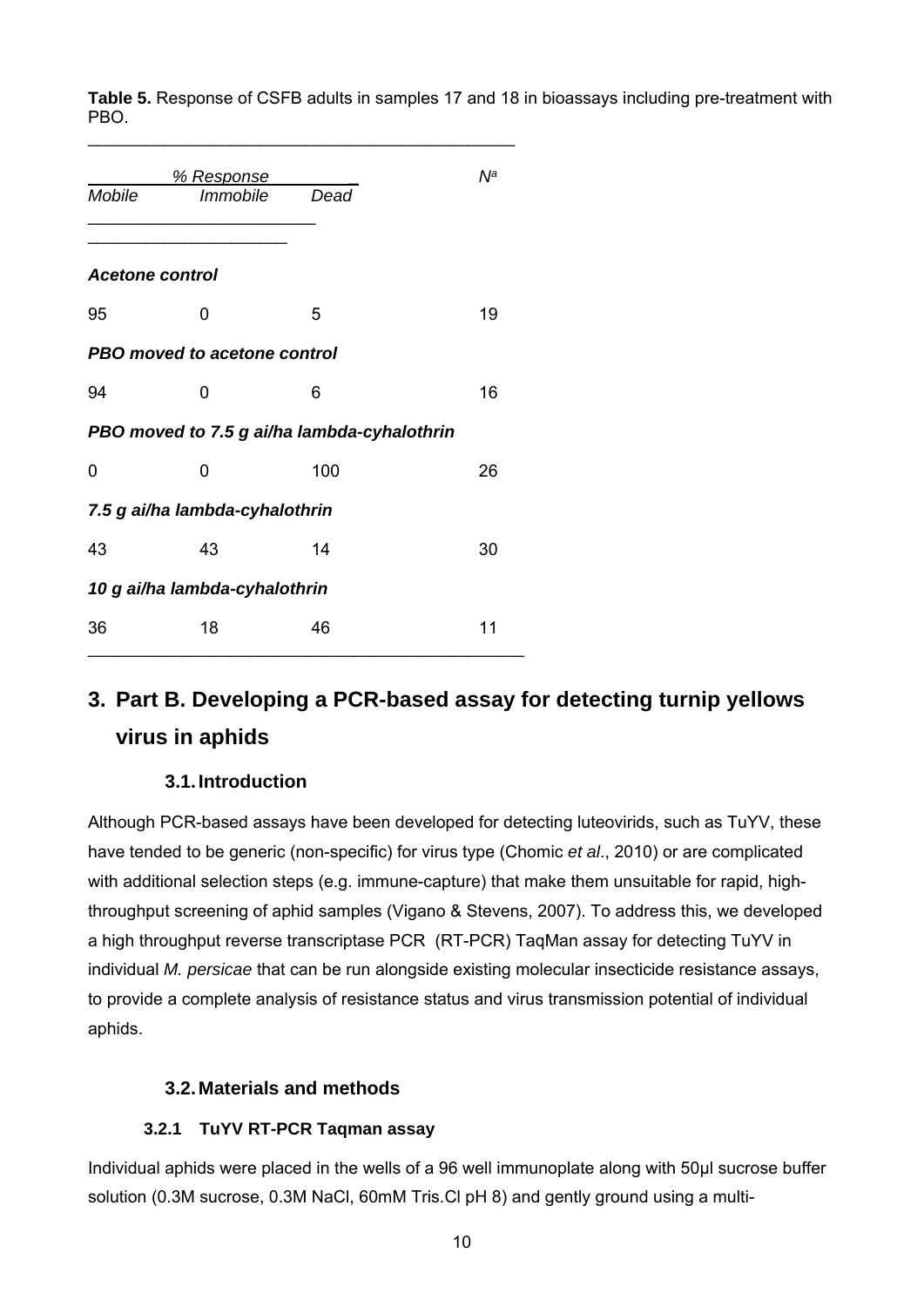**Table 5.** Response of CSFB adults in samples 17 and 18 in bioassays including pre-treatment with PBO.

| % Response | | | $N^a$ |
|---|---|---|---|
| *Mobile* | *Immobile* | *Dead* | |
| ***Acetone control*** | | | |
| 95 | 0 | 5 | 19 |
| ***PBO moved to acetone control*** | | | |
| 94 | 0 | 6 | 16 |
| ***PBO moved to 7.5 g ai/ha lambda-cyhalothrin*** | | | |
| 0 | 0 | 100 | 26 |
| ***7.5 g ai/ha lambda-cyhalothrin*** | | | |
| 43 | 43 | 14 | 30 |
| ***10 g ai/ha lambda-cyhalothrin*** | | | |
| 36 | 18 | 46 | 11 |

# 3. Part B. Developing a PCR-based assay for detecting turnip yellows virus in aphids

## 3.1. Introduction

Although PCR-based assays have been developed for detecting luteovirids, such as TuYV, these have tended to be generic (non-specific) for virus type (Chomic *et al*., 2010) or are complicated with additional selection steps (e.g. immune-capture) that make them unsuitable for rapid, high-throughput screening of aphid samples (Vigano & Stevens, 2007). To address this, we developed a high throughput reverse transcriptase PCR (RT-PCR) TaqMan assay for detecting TuYV in individual *M. persicae* that can be run alongside existing molecular insecticide resistance assays, to provide a complete analysis of resistance status and virus transmission potential of individual aphids.

## 3.2. Materials and methods

### 3.2.1 TuYV RT-PCR Taqman assay

Individual aphids were placed in the wells of a 96 well immunoplate along with 50µl sucrose buffer solution (0.3M sucrose, 0.3M NaCl, 60mM Tris.Cl pH 8) and gently ground using a multi-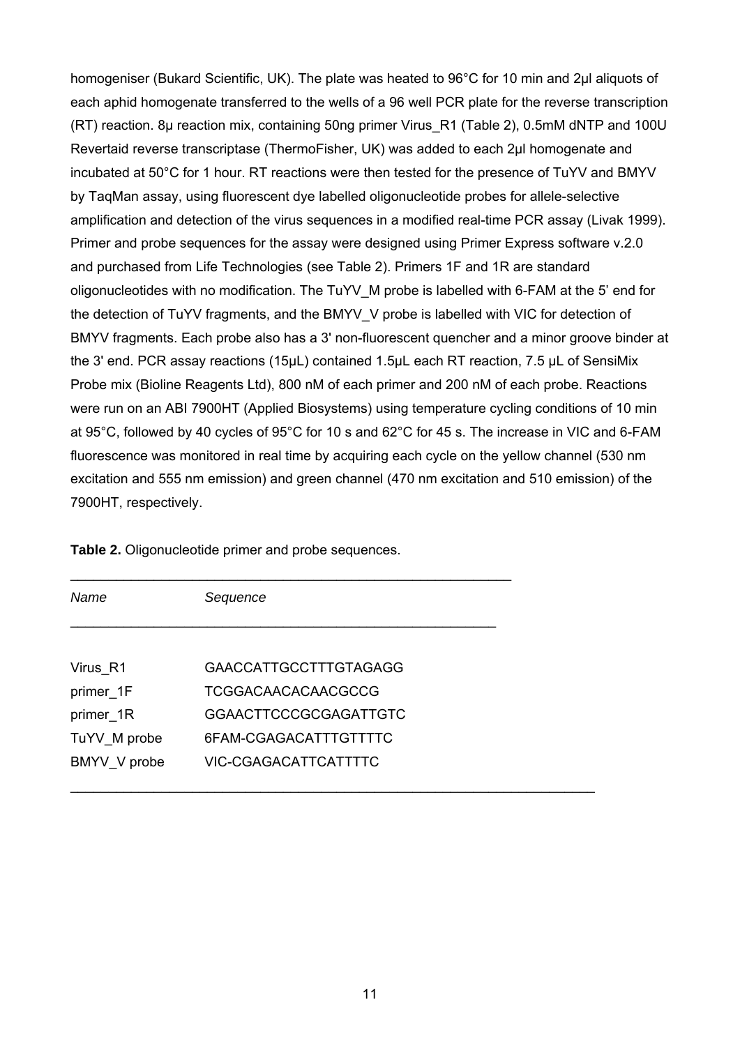homogeniser (Bukard Scientific, UK). The plate was heated to 96°C for 10 min and 2µl aliquots of each aphid homogenate transferred to the wells of a 96 well PCR plate for the reverse transcription (RT) reaction. 8µ reaction mix, containing 50ng primer Virus_R1 (Table 2), 0.5mM dNTP and 100U Revertaid reverse transcriptase (ThermoFisher, UK) was added to each 2µl homogenate and incubated at 50°C for 1 hour. RT reactions were then tested for the presence of TuYV and BMYV by TaqMan assay, using fluorescent dye labelled oligonucleotide probes for allele-selective amplification and detection of the virus sequences in a modified real-time PCR assay (Livak 1999). Primer and probe sequences for the assay were designed using Primer Express software v.2.0 and purchased from Life Technologies (see Table 2). Primers 1F and 1R are standard oligonucleotides with no modification. The TuYV_M probe is labelled with 6-FAM at the 5' end for the detection of TuYV fragments, and the BMYV_V probe is labelled with VIC for detection of BMYV fragments. Each probe also has a 3' non-fluorescent quencher and a minor groove binder at the 3' end. PCR assay reactions (15µL) contained 1.5µL each RT reaction, 7.5 µL of SensiMix Probe mix (Bioline Reagents Ltd), 800 nM of each primer and 200 nM of each probe. Reactions were run on an ABI 7900HT (Applied Biosystems) using temperature cycling conditions of 10 min at 95°C, followed by 40 cycles of 95°C for 10 s and 62°C for 45 s. The increase in VIC and 6-FAM fluorescence was monitored in real time by acquiring each cycle on the yellow channel (530 nm excitation and 555 nm emission) and green channel (470 nm excitation and 510 emission) of the 7900HT, respectively.

**Table 2.** Oligonucleotide primer and probe sequences.

| *Name* | *Sequence* |
|---|---|
| Virus_R1 | GAACCATTGCCTTTGTAGAGG |
| primer_1F | TCGGACAACACAACGCCG |
| primer_1R | GGAACTTCCCGCGAGATTGTC |
| TuYV_M probe | 6FAM-CGAGACATTTGTTTTC |
| BMYV_V probe | VIC-CGAGACATTCATTTTC |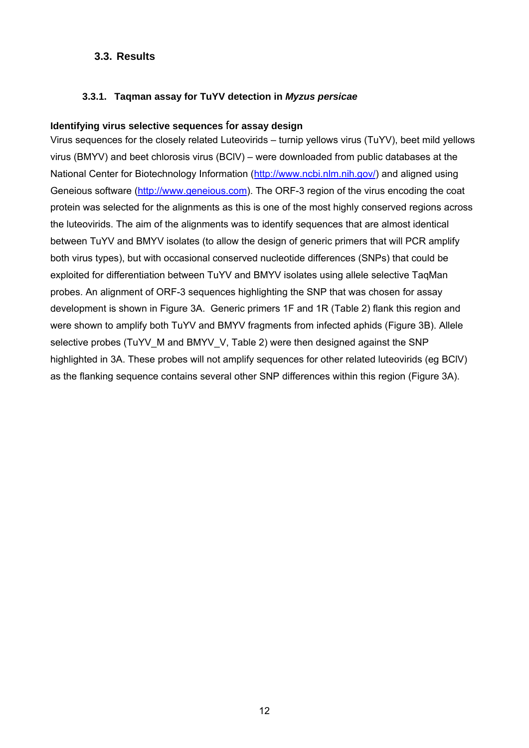## 3.3. Results

### 3.3.1. Taqman assay for TuYV detection in *Myzus persicae*

**Identifying virus selective sequences for assay design**

Virus sequences for the closely related Luteovirids – turnip yellows virus (TuYV), beet mild yellows virus (BMYV) and beet chlorosis virus (BClV) – were downloaded from public databases at the National Center for Biotechnology Information (http://www.ncbi.nlm.nih.gov/) and aligned using Geneious software (http://www.geneious.com). The ORF-3 region of the virus encoding the coat protein was selected for the alignments as this is one of the most highly conserved regions across the luteovirids. The aim of the alignments was to identify sequences that are almost identical between TuYV and BMYV isolates (to allow the design of generic primers that will PCR amplify both virus types), but with occasional conserved nucleotide differences (SNPs) that could be exploited for differentiation between TuYV and BMYV isolates using allele selective TaqMan probes. An alignment of ORF-3 sequences highlighting the SNP that was chosen for assay development is shown in Figure 3A. Generic primers 1F and 1R (Table 2) flank this region and were shown to amplify both TuYV and BMYV fragments from infected aphids (Figure 3B). Allele selective probes (TuYV_M and BMYV_V, Table 2) were then designed against the SNP highlighted in 3A. These probes will not amplify sequences for other related luteovirids (eg BClV) as the flanking sequence contains several other SNP differences within this region (Figure 3A).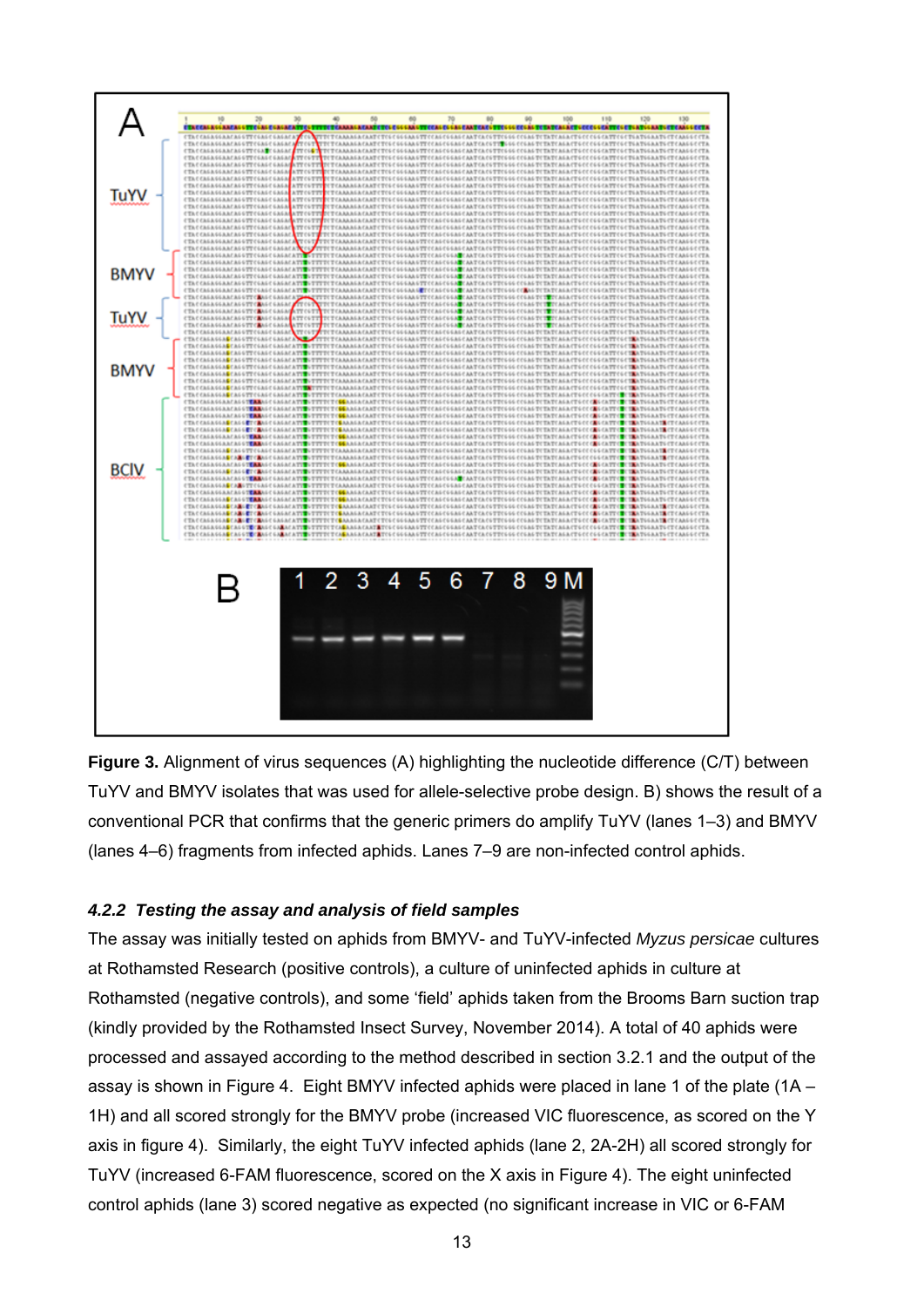**Figure 3.** Alignment of virus sequences (A) highlighting the nucleotide difference (C/T) between TuYV and BMYV isolates that was used for allele-selective probe design. B) shows the result of a conventional PCR that confirms that the generic primers do amplify TuYV (lanes 1–3) and BMYV (lanes 4–6) fragments from infected aphids. Lanes 7–9 are non-infected control aphids.

#### *4.2.2 Testing the assay and analysis of field samples*

The assay was initially tested on aphids from BMYV- and TuYV-infected *Myzus persicae* cultures at Rothamsted Research (positive controls), a culture of uninfected aphids in culture at Rothamsted (negative controls), and some 'field' aphids taken from the Brooms Barn suction trap (kindly provided by the Rothamsted Insect Survey, November 2014). A total of 40 aphids were processed and assayed according to the method described in section 3.2.1 and the output of the assay is shown in Figure 4. Eight BMYV infected aphids were placed in lane 1 of the plate (1A – 1H) and all scored strongly for the BMYV probe (increased VIC fluorescence, as scored on the Y axis in figure 4). Similarly, the eight TuYV infected aphids (lane 2, 2A-2H) all scored strongly for TuYV (increased 6-FAM fluorescence, scored on the X axis in Figure 4). The eight uninfected control aphids (lane 3) scored negative as expected (no significant increase in VIC or 6-FAM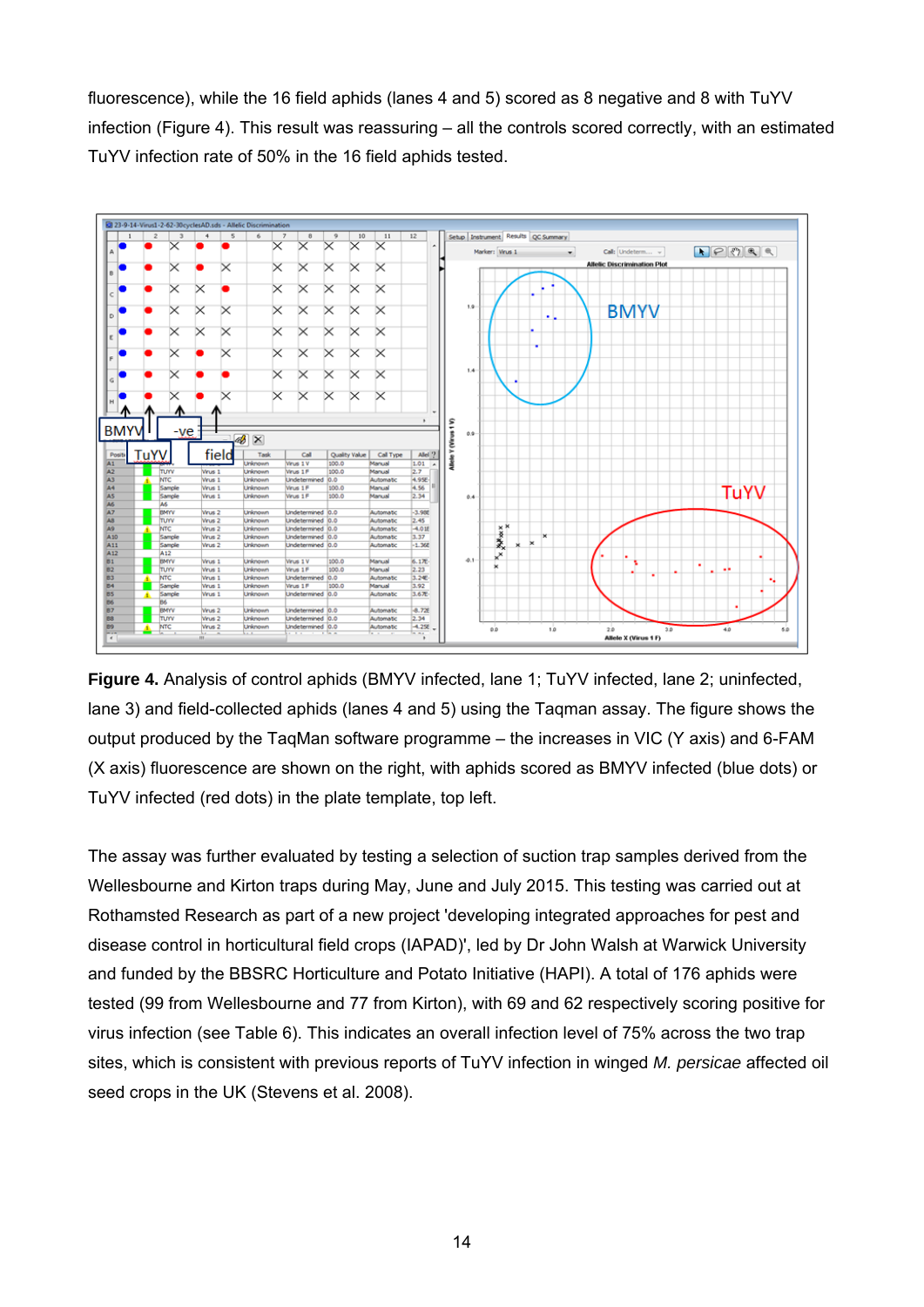fluorescence), while the 16 field aphids (lanes 4 and 5) scored as 8 negative and 8 with TuYV infection (Figure 4). This result was reassuring – all the controls scored correctly, with an estimated TuYV infection rate of 50% in the 16 field aphids tested.

**Figure 4.** Analysis of control aphids (BMYV infected, lane 1; TuYV infected, lane 2; uninfected, lane 3) and field-collected aphids (lanes 4 and 5) using the Taqman assay. The figure shows the output produced by the TaqMan software programme – the increases in VIC (Y axis) and 6-FAM (X axis) fluorescence are shown on the right, with aphids scored as BMYV infected (blue dots) or TuYV infected (red dots) in the plate template, top left.

The assay was further evaluated by testing a selection of suction trap samples derived from the Wellesbourne and Kirton traps during May, June and July 2015. This testing was carried out at Rothamsted Research as part of a new project 'developing integrated approaches for pest and disease control in horticultural field crops (IAPAD)', led by Dr John Walsh at Warwick University and funded by the BBSRC Horticulture and Potato Initiative (HAPI). A total of 176 aphids were tested (99 from Wellesbourne and 77 from Kirton), with 69 and 62 respectively scoring positive for virus infection (see Table 6). This indicates an overall infection level of 75% across the two trap sites, which is consistent with previous reports of TuYV infection in winged *M. persicae* affected oil seed crops in the UK (Stevens et al. 2008).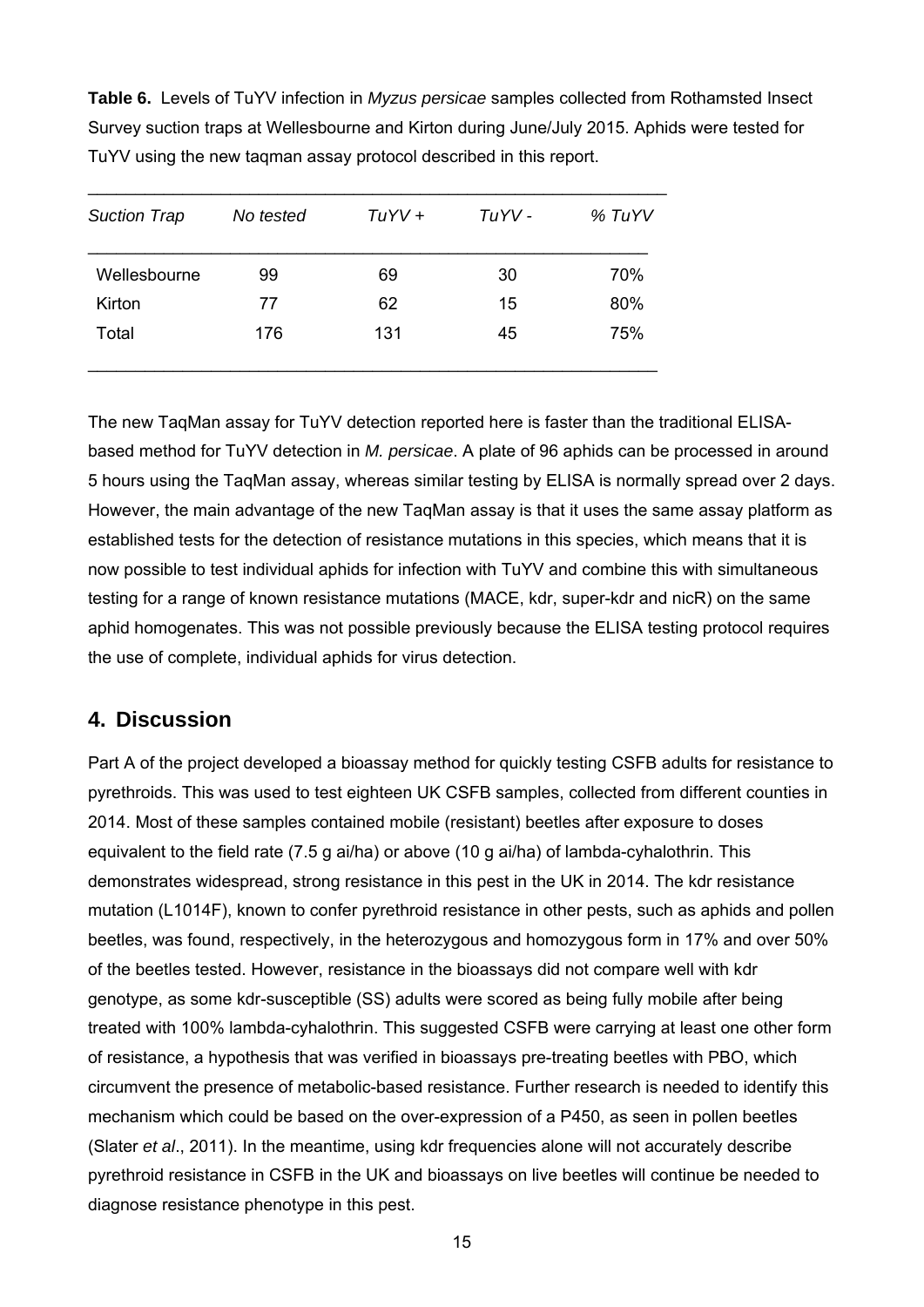**Table 6.** Levels of TuYV infection in *Myzus persicae* samples collected from Rothamsted Insect Survey suction traps at Wellesbourne and Kirton during June/July 2015. Aphids were tested for TuYV using the new taqman assay protocol described in this report.

| *Suction Trap* | *No tested* | *TuYV +* | *TuYV -* | *% TuYV* |
|---|---|---|---|---|
| Wellesbourne | 99 | 69 | 30 | 70% |
| Kirton | 77 | 62 | 15 | 80% |
| Total | 176 | 131 | 45 | 75% |

The new TaqMan assay for TuYV detection reported here is faster than the traditional ELISA-based method for TuYV detection in *M. persicae*. A plate of 96 aphids can be processed in around 5 hours using the TaqMan assay, whereas similar testing by ELISA is normally spread over 2 days. However, the main advantage of the new TaqMan assay is that it uses the same assay platform as established tests for the detection of resistance mutations in this species, which means that it is now possible to test individual aphids for infection with TuYV and combine this with simultaneous testing for a range of known resistance mutations (MACE, kdr, super-kdr and nicR) on the same aphid homogenates. This was not possible previously because the ELISA testing protocol requires the use of complete, individual aphids for virus detection.

## 4. Discussion

Part A of the project developed a bioassay method for quickly testing CSFB adults for resistance to pyrethroids. This was used to test eighteen UK CSFB samples, collected from different counties in 2014. Most of these samples contained mobile (resistant) beetles after exposure to doses equivalent to the field rate (7.5 g ai/ha) or above (10 g ai/ha) of lambda-cyhalothrin. This demonstrates widespread, strong resistance in this pest in the UK in 2014. The kdr resistance mutation (L1014F), known to confer pyrethroid resistance in other pests, such as aphids and pollen beetles, was found, respectively, in the heterozygous and homozygous form in 17% and over 50% of the beetles tested. However, resistance in the bioassays did not compare well with kdr genotype, as some kdr-susceptible (SS) adults were scored as being fully mobile after being treated with 100% lambda-cyhalothrin. This suggested CSFB were carrying at least one other form of resistance, a hypothesis that was verified in bioassays pre-treating beetles with PBO, which circumvent the presence of metabolic-based resistance. Further research is needed to identify this mechanism which could be based on the over-expression of a P450, as seen in pollen beetles (Slater *et al*., 2011). In the meantime, using kdr frequencies alone will not accurately describe pyrethroid resistance in CSFB in the UK and bioassays on live beetles will continue be needed to diagnose resistance phenotype in this pest.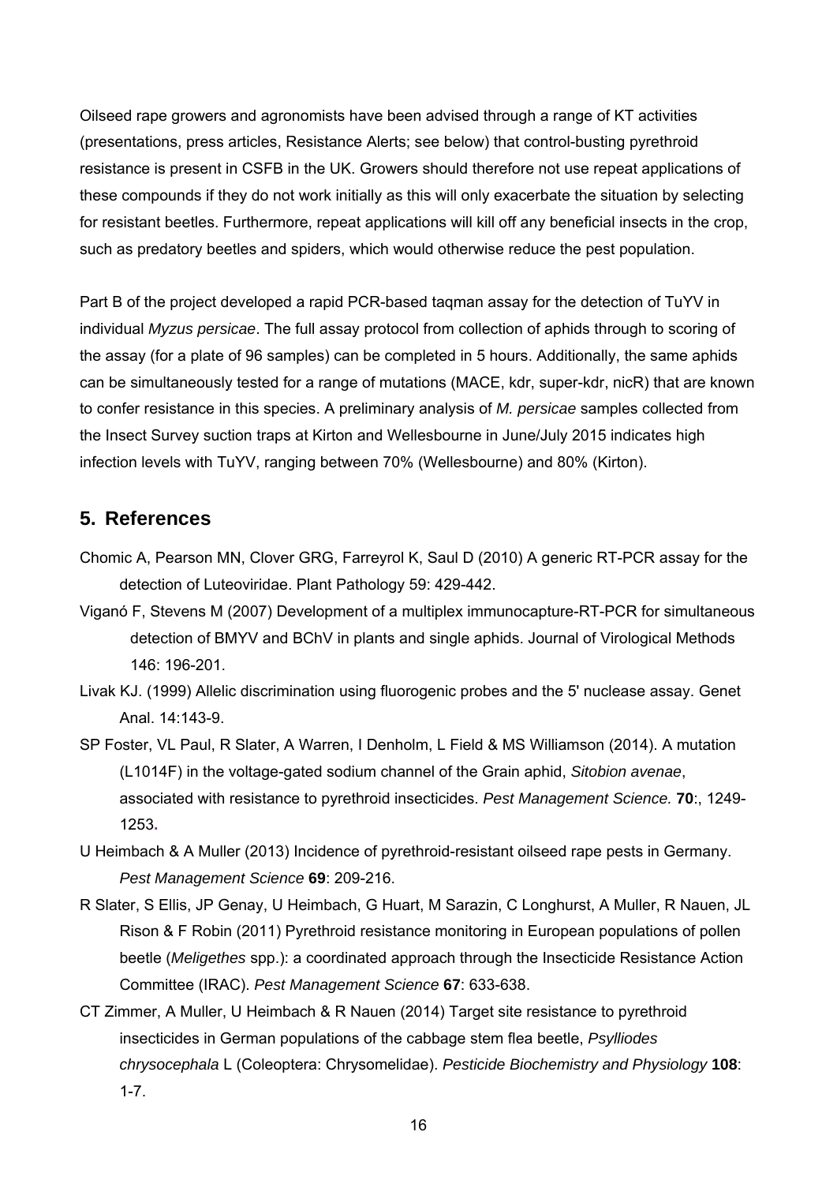Oilseed rape growers and agronomists have been advised through a range of KT activities (presentations, press articles, Resistance Alerts; see below) that control-busting pyrethroid resistance is present in CSFB in the UK. Growers should therefore not use repeat applications of these compounds if they do not work initially as this will only exacerbate the situation by selecting for resistant beetles. Furthermore, repeat applications will kill off any beneficial insects in the crop, such as predatory beetles and spiders, which would otherwise reduce the pest population.

Part B of the project developed a rapid PCR-based taqman assay for the detection of TuYV in individual *Myzus persicae*. The full assay protocol from collection of aphids through to scoring of the assay (for a plate of 96 samples) can be completed in 5 hours. Additionally, the same aphids can be simultaneously tested for a range of mutations (MACE, kdr, super-kdr, nicR) that are known to confer resistance in this species. A preliminary analysis of *M. persicae* samples collected from the Insect Survey suction traps at Kirton and Wellesbourne in June/July 2015 indicates high infection levels with TuYV, ranging between 70% (Wellesbourne) and 80% (Kirton).

## 5. References

Chomic A, Pearson MN, Clover GRG, Farreyrol K, Saul D (2010) A generic RT-PCR assay for the detection of Luteoviridae. Plant Pathology 59: 429-442.

Viganó F, Stevens M (2007) Development of a multiplex immunocapture-RT-PCR for simultaneous detection of BMYV and BChV in plants and single aphids. Journal of Virological Methods 146: 196-201.

Livak KJ. (1999) Allelic discrimination using fluorogenic probes and the 5' nuclease assay. Genet Anal. 14:143-9.

SP Foster, VL Paul, R Slater, A Warren, I Denholm, L Field & MS Williamson (2014). A mutation (L1014F) in the voltage-gated sodium channel of the Grain aphid, *Sitobion avenae*, associated with resistance to pyrethroid insecticides. *Pest Management Science.* **70**:, 1249-1253.

U Heimbach & A Muller (2013) Incidence of pyrethroid-resistant oilseed rape pests in Germany. *Pest Management Science* **69**: 209-216.

R Slater, S Ellis, JP Genay, U Heimbach, G Huart, M Sarazin, C Longhurst, A Muller, R Nauen, JL Rison & F Robin (2011) Pyrethroid resistance monitoring in European populations of pollen beetle (*Meligethes* spp.): a coordinated approach through the Insecticide Resistance Action Committee (IRAC). *Pest Management Science* **67**: 633-638.

CT Zimmer, A Muller, U Heimbach & R Nauen (2014) Target site resistance to pyrethroid insecticides in German populations of the cabbage stem flea beetle, *Psylliodes chrysocephala* L (Coleoptera: Chrysomelidae). *Pesticide Biochemistry and Physiology* **108**: 1-7.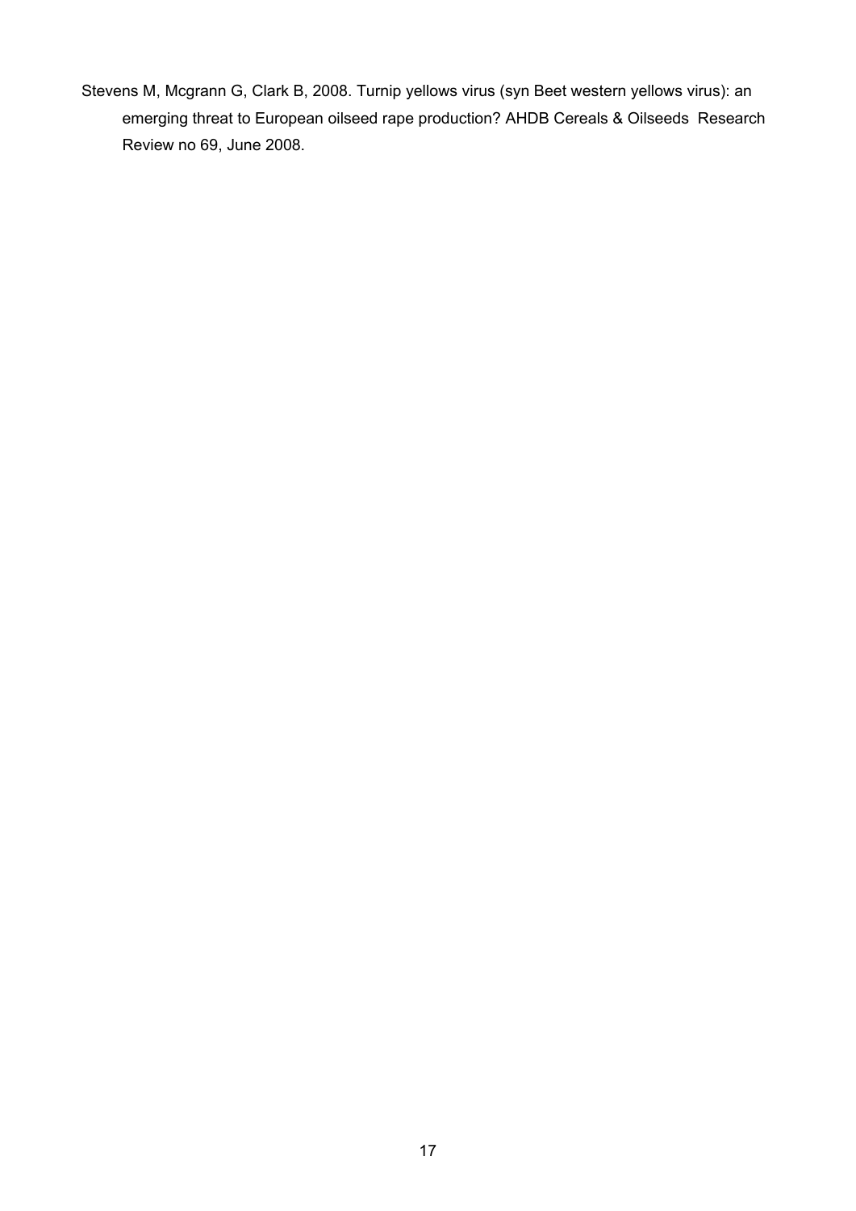Stevens M, Mcgrann G, Clark B, 2008. Turnip yellows virus (syn Beet western yellows virus): an emerging threat to European oilseed rape production? AHDB Cereals & Oilseeds Research Review no 69, June 2008.